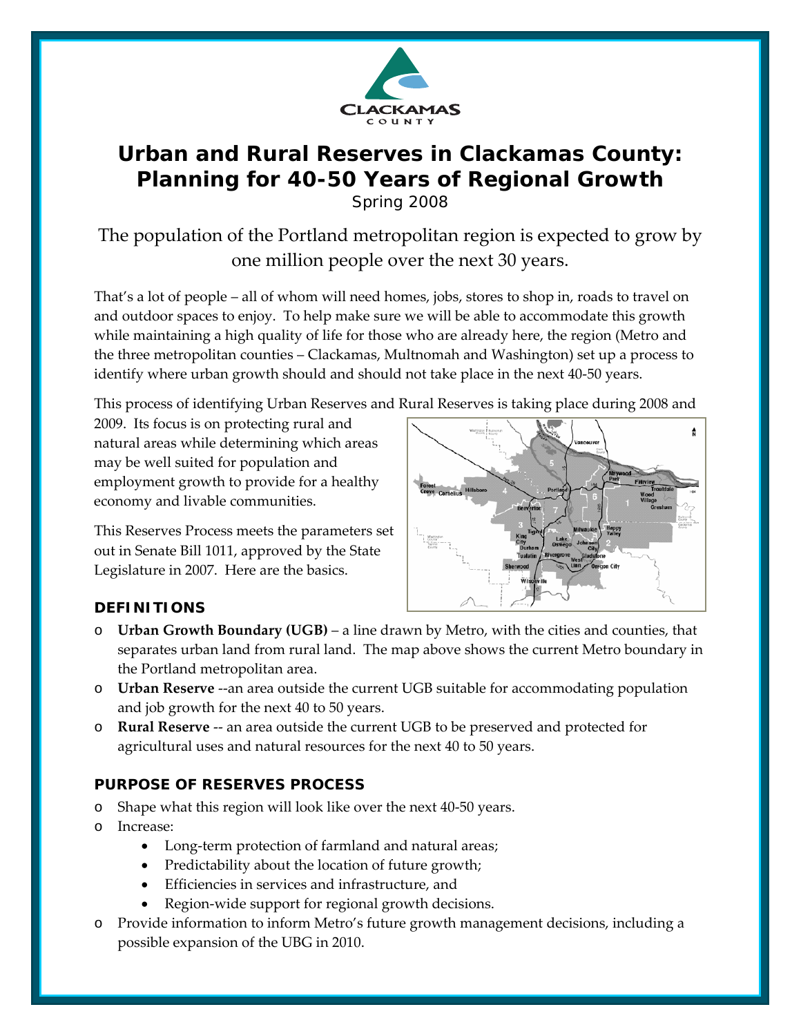# Urban and Rural Reserves in Clackamas County: Planning for 40-50 Years of Regional Growth

Spring 2008

The population of the Portland metropolitan region is expected to grow by one million people over the next 30 years.

That's a lot of people – all of whom will need homes, jobs, stores to shop in, roads to travel on and outdoor spaces to enjoy. To help make sure we will be able to accommodate this growth while maintaining a high quality of life for those who are already here, the region (Metro and the three metropolitan counties – Clackamas, Multnomah and Washington) set up a process to identify where urban growth should and should not take place in the next 40-50 years.

This process of identifying Urban Reserves and Rural Reserves is taking place during 2008 and 2009. Its focus is on protecting rural and natural areas while determining which areas may be well suited for population and employment growth to provide for a healthy economy and livable communities.

This Reserves Process meets the parameters set out in Senate Bill 1011, approved by the State Legislature in 2007. Here are the basics.

### DEFINITIONS

- **Urban Growth Boundary (UGB)** – a line drawn by Metro, with the cities and counties, that separates urban land from rural land. The map above shows the current Metro boundary in the Portland metropolitan area.
- **Urban Reserve** --an area outside the current UGB suitable for accommodating population and job growth for the next 40 to 50 years.
- **Rural Reserve** -- an area outside the current UGB to be preserved and protected for agricultural uses and natural resources for the next 40 to 50 years.

### PURPOSE OF RESERVES PROCESS

- Shape what this region will look like over the next 40-50 years.
- Increase:
  - Long-term protection of farmland and natural areas;
  - Predictability about the location of future growth;
  - Efficiencies in services and infrastructure, and
  - Region-wide support for regional growth decisions.
- Provide information to inform Metro's future growth management decisions, including a possible expansion of the UBG in 2010.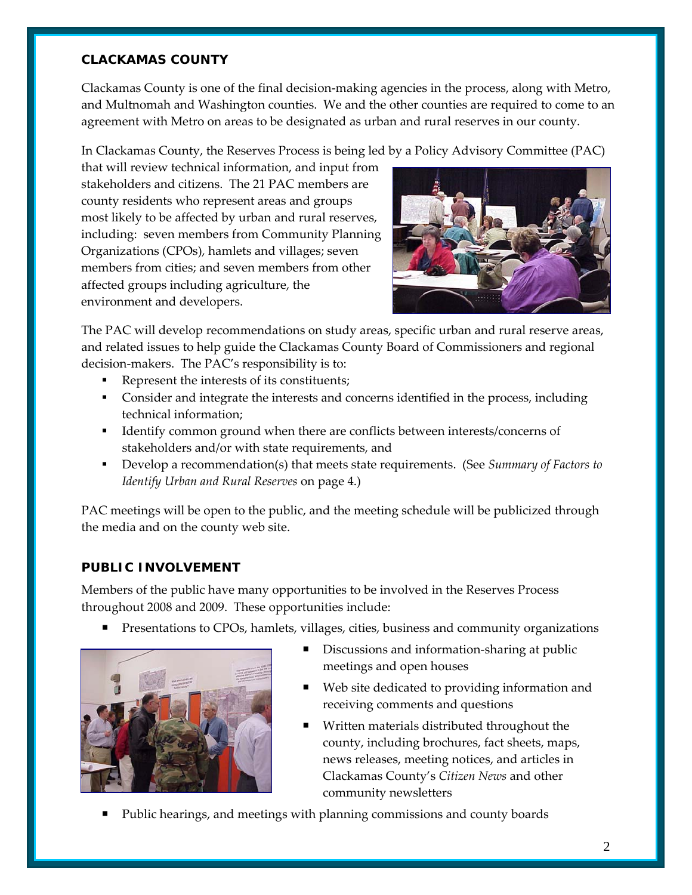## CLACKAMAS COUNTY

Clackamas County is one of the final decision-making agencies in the process, along with Metro, and Multnomah and Washington counties. We and the other counties are required to come to an agreement with Metro on areas to be designated as urban and rural reserves in our county.

In Clackamas County, the Reserves Process is being led by a Policy Advisory Committee (PAC) that will review technical information, and input from stakeholders and citizens. The 21 PAC members are county residents who represent areas and groups most likely to be affected by urban and rural reserves, including: seven members from Community Planning Organizations (CPOs), hamlets and villages; seven members from cities; and seven members from other affected groups including agriculture, the environment and developers.

The PAC will develop recommendations on study areas, specific urban and rural reserve areas, and related issues to help guide the Clackamas County Board of Commissioners and regional decision-makers. The PAC's responsibility is to:

- Represent the interests of its constituents;
- Consider and integrate the interests and concerns identified in the process, including technical information;
- Identify common ground when there are conflicts between interests/concerns of stakeholders and/or with state requirements, and
- Develop a recommendation(s) that meets state requirements. (See *Summary of Factors to Identify Urban and Rural Reserves* on page 4.)

PAC meetings will be open to the public, and the meeting schedule will be publicized through the media and on the county web site.

## PUBLIC INVOLVEMENT

Members of the public have many opportunities to be involved in the Reserves Process throughout 2008 and 2009. These opportunities include:

- Presentations to CPOs, hamlets, villages, cities, business and community organizations
- Discussions and information-sharing at public meetings and open houses
- Web site dedicated to providing information and receiving comments and questions
- Written materials distributed throughout the county, including brochures, fact sheets, maps, news releases, meeting notices, and articles in Clackamas County's *Citizen News* and other community newsletters
- Public hearings, and meetings with planning commissions and county boards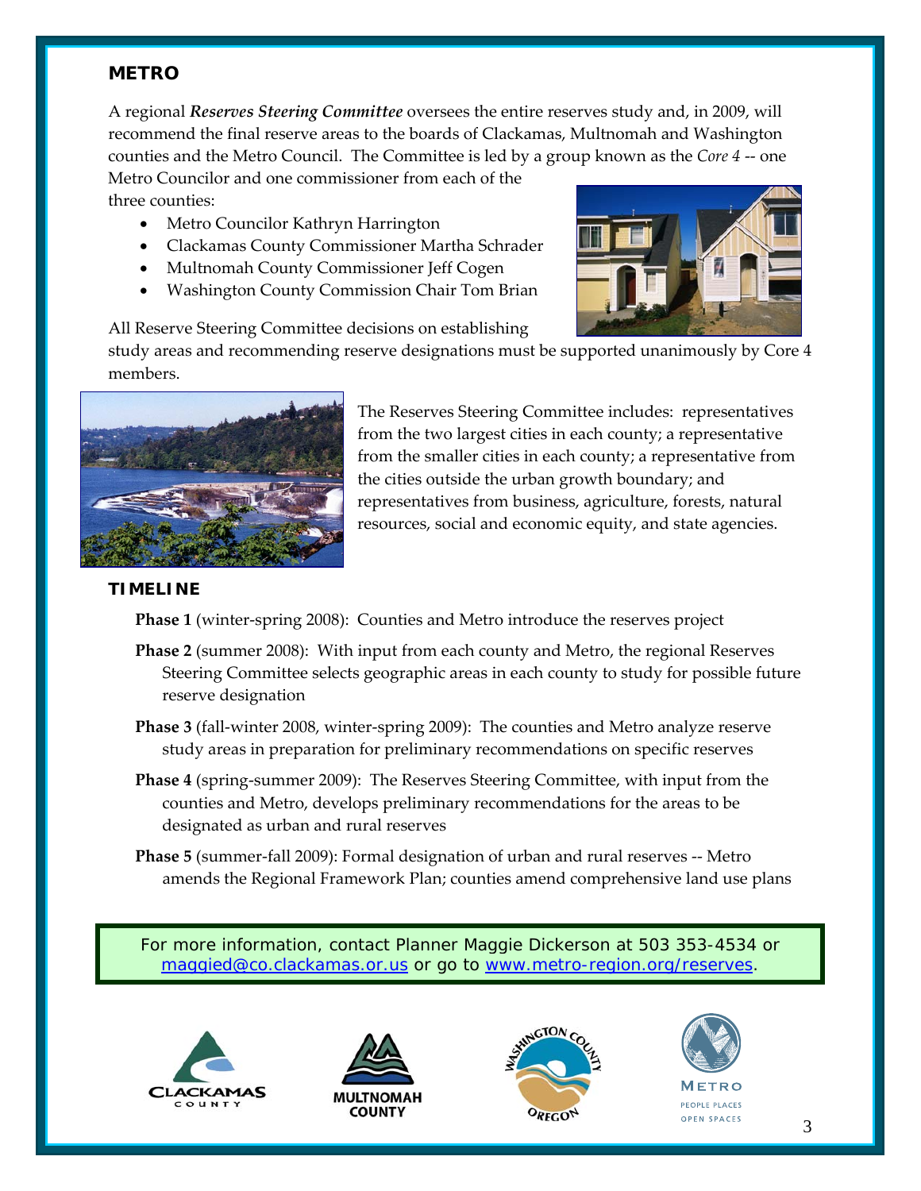## METRO

A regional ***Reserves Steering Committee*** oversees the entire reserves study and, in 2009, will recommend the final reserve areas to the boards of Clackamas, Multnomah and Washington counties and the Metro Council. The Committee is led by a group known as the *Core 4* -- one Metro Councilor and one commissioner from each of the three counties:

- Metro Councilor Kathryn Harrington
- Clackamas County Commissioner Martha Schrader
- Multnomah County Commissioner Jeff Cogen
- Washington County Commission Chair Tom Brian

All Reserve Steering Committee decisions on establishing study areas and recommending reserve designations must be supported unanimously by Core 4 members.

The Reserves Steering Committee includes: representatives from the two largest cities in each county; a representative from the smaller cities in each county; a representative from the cities outside the urban growth boundary; and representatives from business, agriculture, forests, natural resources, social and economic equity, and state agencies.

## TIMELINE

**Phase 1** (winter-spring 2008): Counties and Metro introduce the reserves project

**Phase 2** (summer 2008): With input from each county and Metro, the regional Reserves Steering Committee selects geographic areas in each county to study for possible future reserve designation

**Phase 3** (fall-winter 2008, winter-spring 2009): The counties and Metro analyze reserve study areas in preparation for preliminary recommendations on specific reserves

**Phase 4** (spring-summer 2009): The Reserves Steering Committee, with input from the counties and Metro, develops preliminary recommendations for the areas to be designated as urban and rural reserves

**Phase 5** (summer-fall 2009): Formal designation of urban and rural reserves -- Metro amends the Regional Framework Plan; counties amend comprehensive land use plans

For more information, contact Planner Maggie Dickerson at 503 353-4534 or maggied@co.clackamas.or.us or go to www.metro-region.org/reserves.

CLACKAMAS COUNTY

MULTNOMAH COUNTY

WASHINGTON COUNTY OREGON

METRO PEOPLE PLACES OPEN SPACES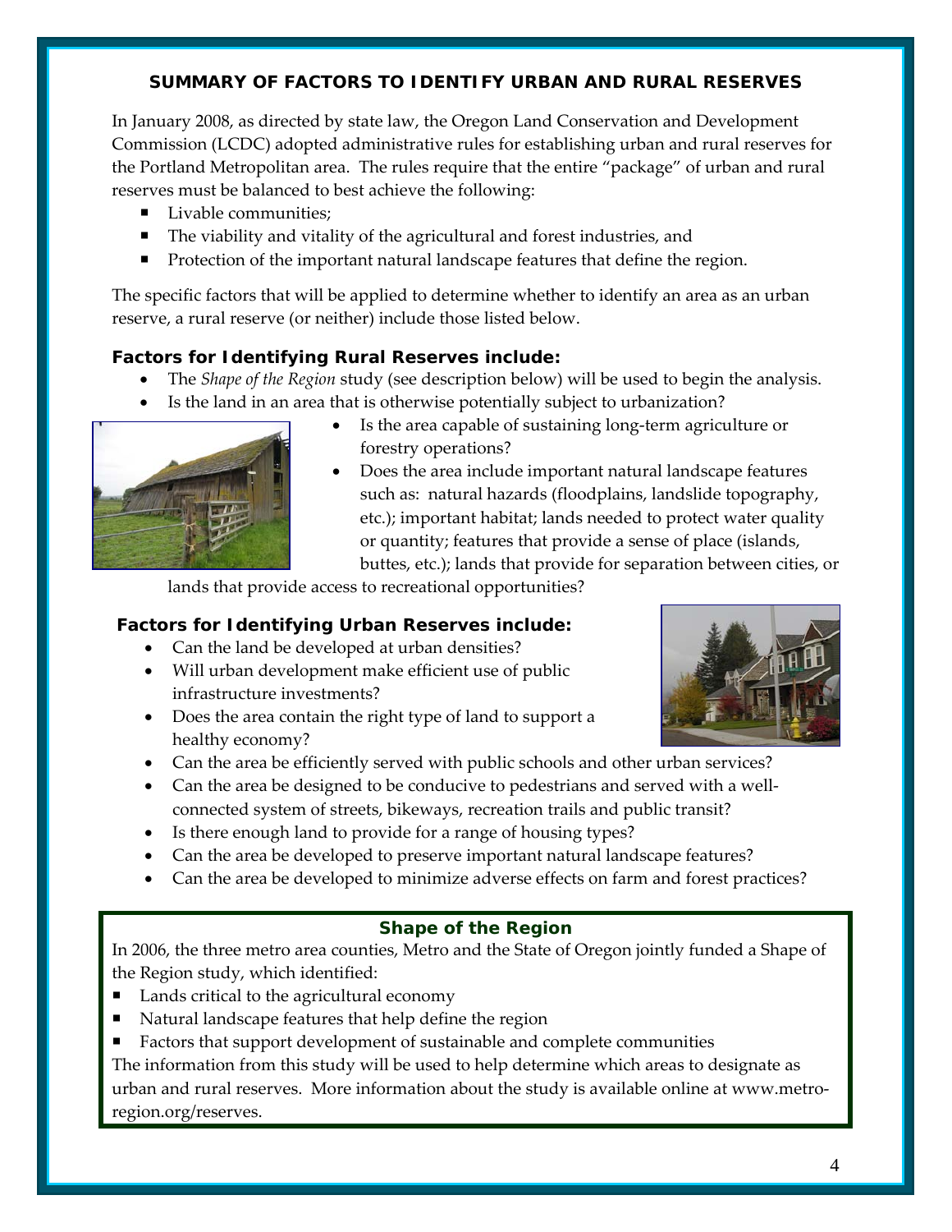## SUMMARY OF FACTORS TO IDENTIFY URBAN AND RURAL RESERVES

In January 2008, as directed by state law, the Oregon Land Conservation and Development Commission (LCDC) adopted administrative rules for establishing urban and rural reserves for the Portland Metropolitan area. The rules require that the entire "package" of urban and rural reserves must be balanced to best achieve the following:

- Livable communities;
- The viability and vitality of the agricultural and forest industries, and
- Protection of the important natural landscape features that define the region.

The specific factors that will be applied to determine whether to identify an area as an urban reserve, a rural reserve (or neither) include those listed below.

### Factors for Identifying Rural Reserves include:

- The *Shape of the Region* study (see description below) will be used to begin the analysis.
- Is the land in an area that is otherwise potentially subject to urbanization?
- Is the area capable of sustaining long-term agriculture or forestry operations?
- Does the area include important natural landscape features such as: natural hazards (floodplains, landslide topography, etc.); important habitat; lands needed to protect water quality or quantity; features that provide a sense of place (islands, buttes, etc.); lands that provide for separation between cities, or lands that provide access to recreational opportunities?

### Factors for Identifying Urban Reserves include:

- Can the land be developed at urban densities?
- Will urban development make efficient use of public infrastructure investments?
- Does the area contain the right type of land to support a healthy economy?
- Can the area be efficiently served with public schools and other urban services?
- Can the area be designed to be conducive to pedestrians and served with a well-connected system of streets, bikeways, recreation trails and public transit?
- Is there enough land to provide for a range of housing types?
- Can the area be developed to preserve important natural landscape features?
- Can the area be developed to minimize adverse effects on farm and forest practices?

### Shape of the Region

In 2006, the three metro area counties, Metro and the State of Oregon jointly funded a Shape of the Region study, which identified:

- Lands critical to the agricultural economy
- Natural landscape features that help define the region
- Factors that support development of sustainable and complete communities

The information from this study will be used to help determine which areas to designate as urban and rural reserves. More information about the study is available online at www.metro-region.org/reserves.